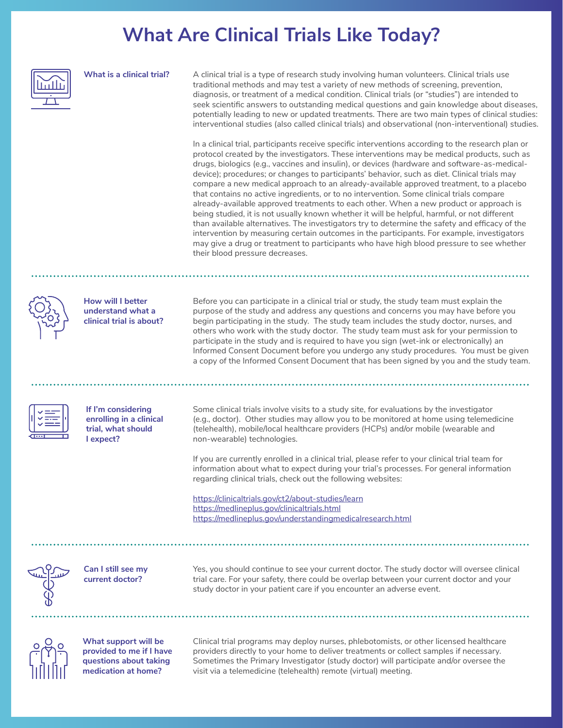# What Are Clinical Trials Like Today?

**What is a clinical trial?**

A clinical trial is a type of research study involving human volunteers. Clinical trials use traditional methods and may test a variety of new methods of screening, prevention, diagnosis, or treatment of a medical condition. Clinical trials (or "studies") are intended to seek scientific answers to outstanding medical questions and gain knowledge about diseases, potentially leading to new or updated treatments. There are two main types of clinical studies: interventional studies (also called clinical trials) and observational (non-interventional) studies.

In a clinical trial, participants receive specific interventions according to the research plan or protocol created by the investigators. These interventions may be medical products, such as drugs, biologics (e.g., vaccines and insulin), or devices (hardware and software-as-medical-device); procedures; or changes to participants' behavior, such as diet. Clinical trials may compare a new medical approach to an already-available approved treatment, to a placebo that contains no active ingredients, or to no intervention. Some clinical trials compare already-available approved treatments to each other. When a new product or approach is being studied, it is not usually known whether it will be helpful, harmful, or not different than available alternatives. The investigators try to determine the safety and efficacy of the intervention by measuring certain outcomes in the participants. For example, investigators may give a drug or treatment to participants who have high blood pressure to see whether their blood pressure decreases.

**How will I better understand what a clinical trial is about?**

Before you can participate in a clinical trial or study, the study team must explain the purpose of the study and address any questions and concerns you may have before you begin participating in the study. The study team includes the study doctor, nurses, and others who work with the study doctor. The study team must ask for your permission to participate in the study and is required to have you sign (wet-ink or electronically) an Informed Consent Document before you undergo any study procedures. You must be given a copy of the Informed Consent Document that has been signed by you and the study team.

**If I'm considering enrolling in a clinical trial, what should I expect?**

Some clinical trials involve visits to a study site, for evaluations by the investigator (e.g., doctor). Other studies may allow you to be monitored at home using telemedicine (telehealth), mobile/local healthcare providers (HCPs) and/or mobile (wearable and non-wearable) technologies.

If you are currently enrolled in a clinical trial, please refer to your clinical trial team for information about what to expect during your trial's processes. For general information regarding clinical trials, check out the following websites:

https://clinicaltrials.gov/ct2/about-studies/learn
https://medlineplus.gov/clinicaltrials.html
https://medlineplus.gov/understandingmedicalresearch.html

**Can I still see my current doctor?**

Yes, you should continue to see your current doctor. The study doctor will oversee clinical trial care. For your safety, there could be overlap between your current doctor and your study doctor in your patient care if you encounter an adverse event.

**What support will be provided to me if I have questions about taking medication at home?**

Clinical trial programs may deploy nurses, phlebotomists, or other licensed healthcare providers directly to your home to deliver treatments or collect samples if necessary. Sometimes the Primary Investigator (study doctor) will participate and/or oversee the visit via a telemedicine (telehealth) remote (virtual) meeting.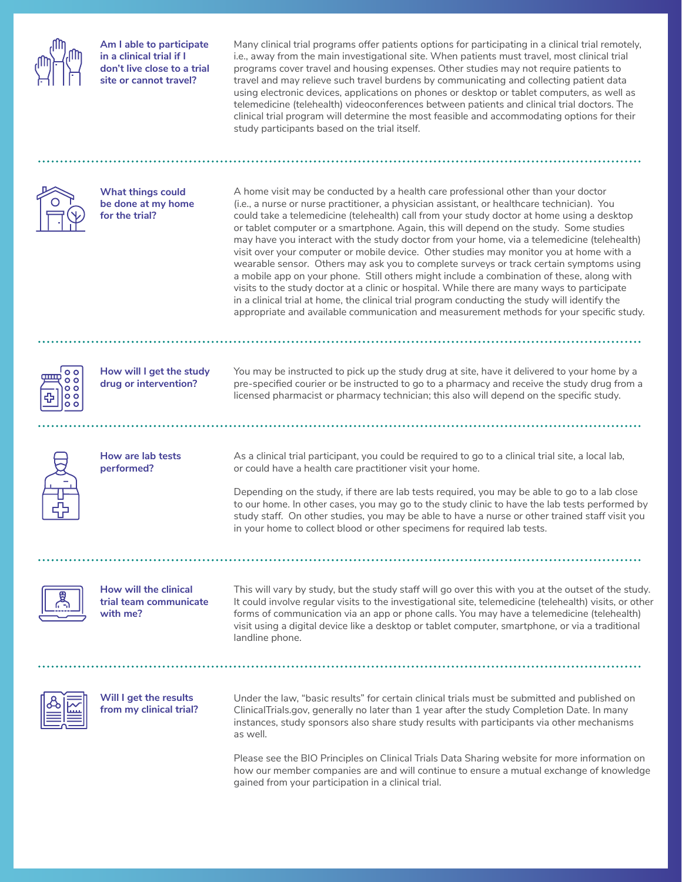### Am I able to participate in a clinical trial if I don't live close to a trial site or cannot travel?

Many clinical trial programs offer patients options for participating in a clinical trial remotely, i.e., away from the main investigational site. When patients must travel, most clinical trial programs cover travel and housing expenses. Other studies may not require patients to travel and may relieve such travel burdens by communicating and collecting patient data using electronic devices, applications on phones or desktop or tablet computers, as well as telemedicine (telehealth) videoconferences between patients and clinical trial doctors. The clinical trial program will determine the most feasible and accommodating options for their study participants based on the trial itself.

### What things could be done at my home for the trial?

A home visit may be conducted by a health care professional other than your doctor (i.e., a nurse or nurse practitioner, a physician assistant, or healthcare technician). You could take a telemedicine (telehealth) call from your study doctor at home using a desktop or tablet computer or a smartphone. Again, this will depend on the study. Some studies may have you interact with the study doctor from your home, via a telemedicine (telehealth) visit over your computer or mobile device. Other studies may monitor you at home with a wearable sensor. Others may ask you to complete surveys or track certain symptoms using a mobile app on your phone. Still others might include a combination of these, along with visits to the study doctor at a clinic or hospital. While there are many ways to participate in a clinical trial at home, the clinical trial program conducting the study will identify the appropriate and available communication and measurement methods for your specific study.

### How will I get the study drug or intervention?

You may be instructed to pick up the study drug at site, have it delivered to your home by a pre-specified courier or be instructed to go to a pharmacy and receive the study drug from a licensed pharmacist or pharmacy technician; this also will depend on the specific study.

### How are lab tests performed?

As a clinical trial participant, you could be required to go to a clinical trial site, a local lab, or could have a health care practitioner visit your home.

Depending on the study, if there are lab tests required, you may be able to go to a lab close to our home. In other cases, you may go to the study clinic to have the lab tests performed by study staff. On other studies, you may be able to have a nurse or other trained staff visit you in your home to collect blood or other specimens for required lab tests.

### How will the clinical trial team communicate with me?

This will vary by study, but the study staff will go over this with you at the outset of the study. It could involve regular visits to the investigational site, telemedicine (telehealth) visits, or other forms of communication via an app or phone calls. You may have a telemedicine (telehealth) visit using a digital device like a desktop or tablet computer, smartphone, or via a traditional landline phone.

### Will I get the results from my clinical trial?

Under the law, "basic results" for certain clinical trials must be submitted and published on ClinicalTrials.gov, generally no later than 1 year after the study Completion Date. In many instances, study sponsors also share study results with participants via other mechanisms as well.

Please see the BIO Principles on Clinical Trials Data Sharing website for more information on how our member companies are and will continue to ensure a mutual exchange of knowledge gained from your participation in a clinical trial.